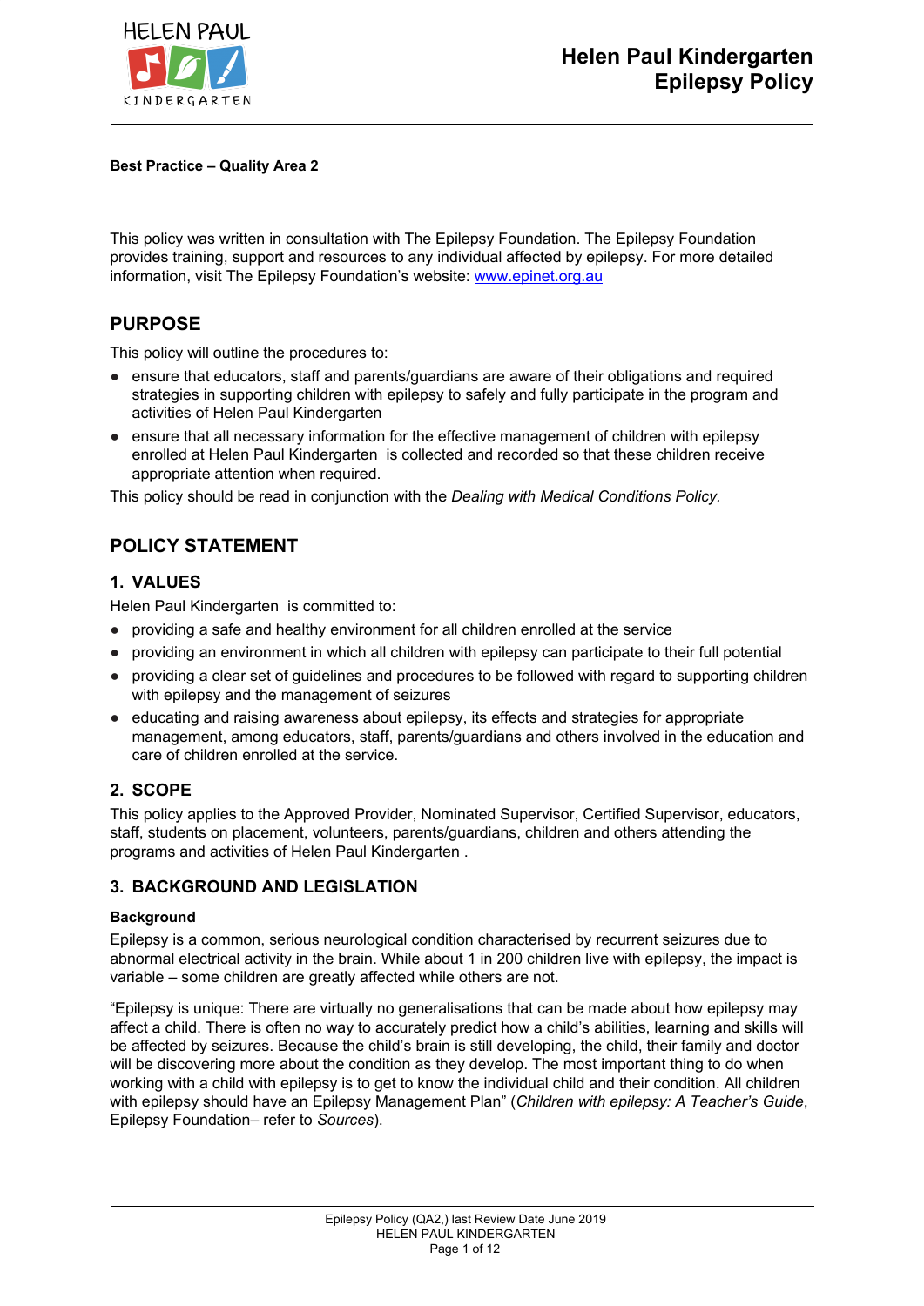# Helen Paul Kindergarten Epilepsy Policy

**Best Practice – Quality Area 2**

This policy was written in consultation with The Epilepsy Foundation. The Epilepsy Foundation provides training, support and resources to any individual affected by epilepsy. For more detailed information, visit The Epilepsy Foundation's website: www.epinet.org.au

## PURPOSE

This policy will outline the procedures to:

- ensure that educators, staff and parents/guardians are aware of their obligations and required strategies in supporting children with epilepsy to safely and fully participate in the program and activities of Helen Paul Kindergarten
- ensure that all necessary information for the effective management of children with epilepsy enrolled at Helen Paul Kindergarten is collected and recorded so that these children receive appropriate attention when required.

This policy should be read in conjunction with the *Dealing with Medical Conditions Policy.*

## POLICY STATEMENT

### 1. VALUES

Helen Paul Kindergarten is committed to:

- providing a safe and healthy environment for all children enrolled at the service
- providing an environment in which all children with epilepsy can participate to their full potential
- providing a clear set of guidelines and procedures to be followed with regard to supporting children with epilepsy and the management of seizures
- educating and raising awareness about epilepsy, its effects and strategies for appropriate management, among educators, staff, parents/guardians and others involved in the education and care of children enrolled at the service.

### 2. SCOPE

This policy applies to the Approved Provider, Nominated Supervisor, Certified Supervisor, educators, staff, students on placement, volunteers, parents/guardians, children and others attending the programs and activities of Helen Paul Kindergarten .

### 3. BACKGROUND AND LEGISLATION

**Background**

Epilepsy is a common, serious neurological condition characterised by recurrent seizures due to abnormal electrical activity in the brain. While about 1 in 200 children live with epilepsy, the impact is variable – some children are greatly affected while others are not.

"Epilepsy is unique: There are virtually no generalisations that can be made about how epilepsy may affect a child. There is often no way to accurately predict how a child's abilities, learning and skills will be affected by seizures. Because the child's brain is still developing, the child, their family and doctor will be discovering more about the condition as they develop. The most important thing to do when working with a child with epilepsy is to get to know the individual child and their condition. All children with epilepsy should have an Epilepsy Management Plan" (*Children with epilepsy: A Teacher's Guide*, Epilepsy Foundation– refer to *Sources*).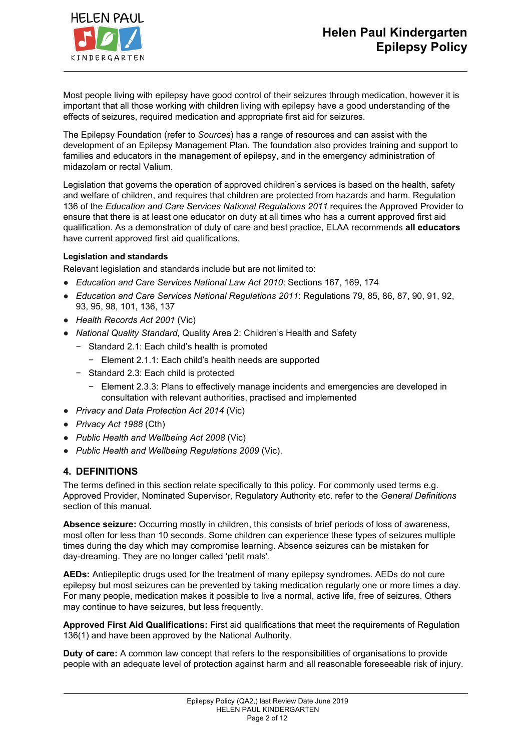Most people living with epilepsy have good control of their seizures through medication, however it is important that all those working with children living with epilepsy have a good understanding of the effects of seizures, required medication and appropriate first aid for seizures.

The Epilepsy Foundation (refer to *Sources*) has a range of resources and can assist with the development of an Epilepsy Management Plan. The foundation also provides training and support to families and educators in the management of epilepsy, and in the emergency administration of midazolam or rectal Valium.

Legislation that governs the operation of approved children's services is based on the health, safety and welfare of children, and requires that children are protected from hazards and harm. Regulation 136 of the *Education and Care Services National Regulations 2011* requires the Approved Provider to ensure that there is at least one educator on duty at all times who has a current approved first aid qualification. As a demonstration of duty of care and best practice, ELAA recommends **all educators** have current approved first aid qualifications.

**Legislation and standards**

Relevant legislation and standards include but are not limited to:

- *Education and Care Services National Law Act 2010*: Sections 167, 169, 174
- *Education and Care Services National Regulations 2011*: Regulations 79, 85, 86, 87, 90, 91, 92, 93, 95, 98, 101, 136, 137
- *Health Records Act 2001* (Vic)
- *National Quality Standard*, Quality Area 2: Children's Health and Safety
  - Standard 2.1: Each child's health is promoted
    - Element 2.1.1: Each child's health needs are supported
  - Standard 2.3: Each child is protected
    - Element 2.3.3: Plans to effectively manage incidents and emergencies are developed in consultation with relevant authorities, practised and implemented
- *Privacy and Data Protection Act 2014* (Vic)
- *Privacy Act 1988* (Cth)
- *Public Health and Wellbeing Act 2008* (Vic)
- *Public Health and Wellbeing Regulations 2009* (Vic).

## 4. DEFINITIONS

The terms defined in this section relate specifically to this policy. For commonly used terms e.g. Approved Provider, Nominated Supervisor, Regulatory Authority etc. refer to the *General Definitions* section of this manual.

**Absence seizure:** Occurring mostly in children, this consists of brief periods of loss of awareness, most often for less than 10 seconds. Some children can experience these types of seizures multiple times during the day which may compromise learning. Absence seizures can be mistaken for day-dreaming. They are no longer called 'petit mals'.

**AEDs:** Antiepileptic drugs used for the treatment of many epilepsy syndromes. AEDs do not cure epilepsy but most seizures can be prevented by taking medication regularly one or more times a day. For many people, medication makes it possible to live a normal, active life, free of seizures. Others may continue to have seizures, but less frequently.

**Approved First Aid Qualifications:** First aid qualifications that meet the requirements of Regulation 136(1) and have been approved by the National Authority.

**Duty of care:** A common law concept that refers to the responsibilities of organisations to provide people with an adequate level of protection against harm and all reasonable foreseeable risk of injury.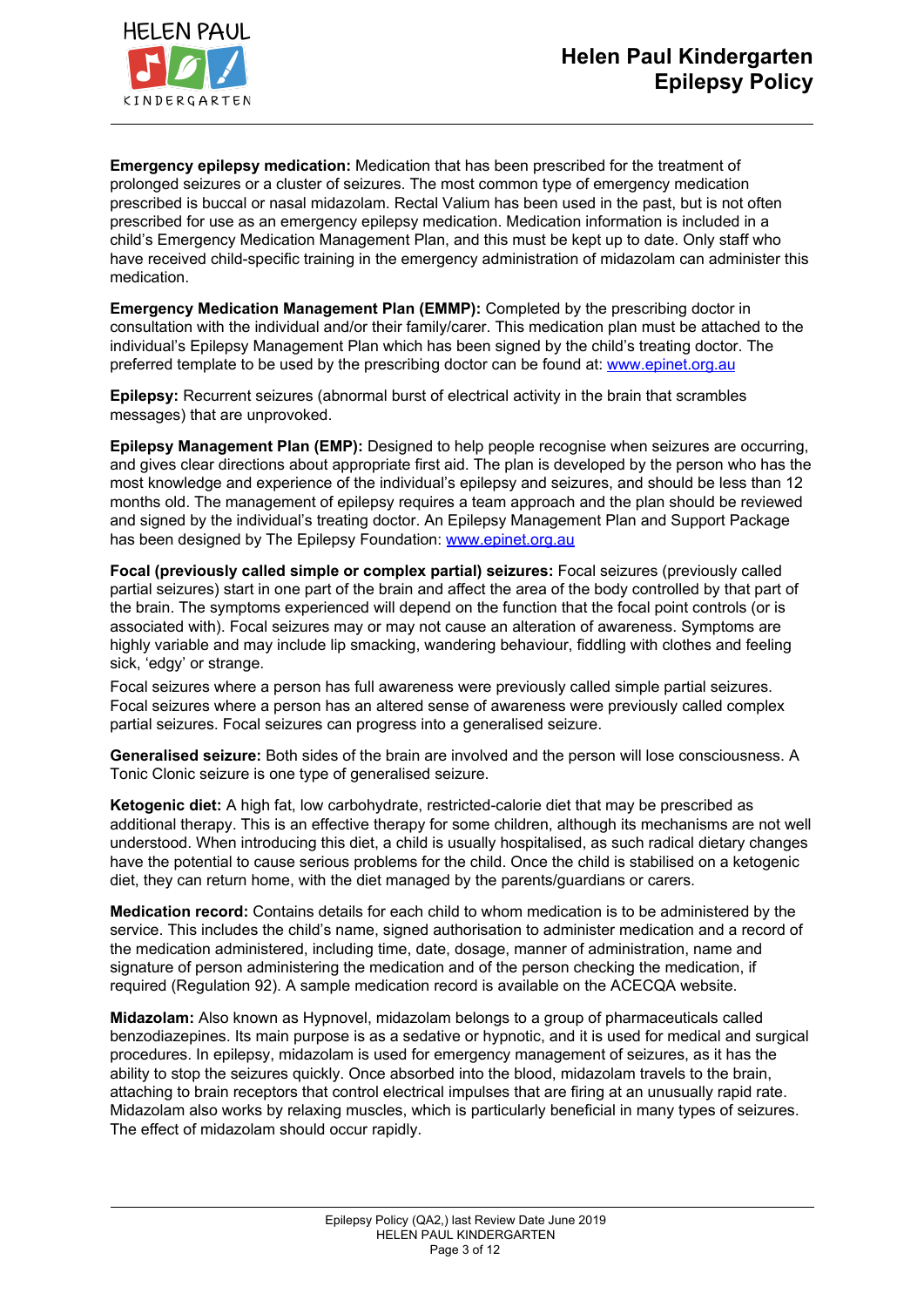**Emergency epilepsy medication:** Medication that has been prescribed for the treatment of prolonged seizures or a cluster of seizures. The most common type of emergency medication prescribed is buccal or nasal midazolam. Rectal Valium has been used in the past, but is not often prescribed for use as an emergency epilepsy medication. Medication information is included in a child's Emergency Medication Management Plan, and this must be kept up to date. Only staff who have received child-specific training in the emergency administration of midazolam can administer this medication.

**Emergency Medication Management Plan (EMMP):** Completed by the prescribing doctor in consultation with the individual and/or their family/carer. This medication plan must be attached to the individual's Epilepsy Management Plan which has been signed by the child's treating doctor. The preferred template to be used by the prescribing doctor can be found at: [www.epinet.org.au](http://www.epinet.org.au)

**Epilepsy:** Recurrent seizures (abnormal burst of electrical activity in the brain that scrambles messages) that are unprovoked.

**Epilepsy Management Plan (EMP):** Designed to help people recognise when seizures are occurring, and gives clear directions about appropriate first aid. The plan is developed by the person who has the most knowledge and experience of the individual's epilepsy and seizures, and should be less than 12 months old. The management of epilepsy requires a team approach and the plan should be reviewed and signed by the individual's treating doctor. An Epilepsy Management Plan and Support Package has been designed by The Epilepsy Foundation: [www.epinet.org.au](http://www.epinet.org.au)

**Focal (previously called simple or complex partial) seizures:** Focal seizures (previously called partial seizures) start in one part of the brain and affect the area of the body controlled by that part of the brain. The symptoms experienced will depend on the function that the focal point controls (or is associated with). Focal seizures may or may not cause an alteration of awareness. Symptoms are highly variable and may include lip smacking, wandering behaviour, fiddling with clothes and feeling sick, 'edgy' or strange.

Focal seizures where a person has full awareness were previously called simple partial seizures. Focal seizures where a person has an altered sense of awareness were previously called complex partial seizures. Focal seizures can progress into a generalised seizure.

**Generalised seizure:** Both sides of the brain are involved and the person will lose consciousness. A Tonic Clonic seizure is one type of generalised seizure.

**Ketogenic diet:** A high fat, low carbohydrate, restricted-calorie diet that may be prescribed as additional therapy. This is an effective therapy for some children, although its mechanisms are not well understood. When introducing this diet, a child is usually hospitalised, as such radical dietary changes have the potential to cause serious problems for the child. Once the child is stabilised on a ketogenic diet, they can return home, with the diet managed by the parents/guardians or carers.

**Medication record:** Contains details for each child to whom medication is to be administered by the service. This includes the child's name, signed authorisation to administer medication and a record of the medication administered, including time, date, dosage, manner of administration, name and signature of person administering the medication and of the person checking the medication, if required (Regulation 92). A sample medication record is available on the ACECQA website.

**Midazolam:** Also known as Hypnovel, midazolam belongs to a group of pharmaceuticals called benzodiazepines. Its main purpose is as a sedative or hypnotic, and it is used for medical and surgical procedures. In epilepsy, midazolam is used for emergency management of seizures, as it has the ability to stop the seizures quickly. Once absorbed into the blood, midazolam travels to the brain, attaching to brain receptors that control electrical impulses that are firing at an unusually rapid rate. Midazolam also works by relaxing muscles, which is particularly beneficial in many types of seizures. The effect of midazolam should occur rapidly.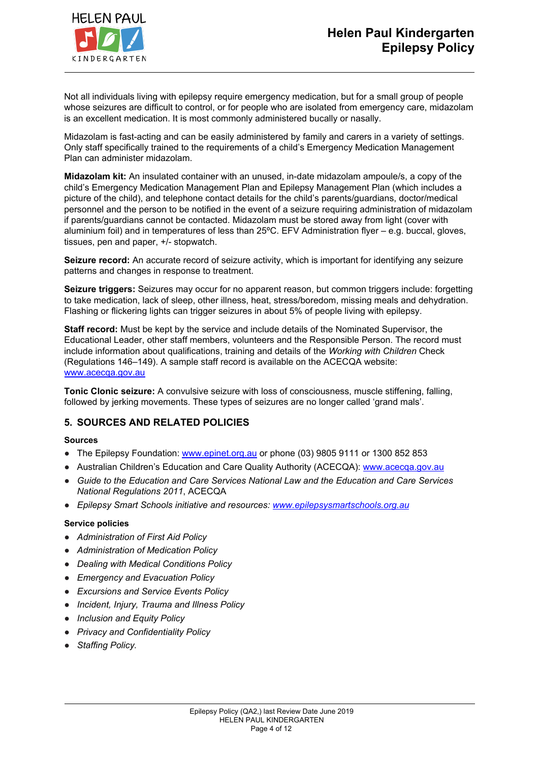Not all individuals living with epilepsy require emergency medication, but for a small group of people whose seizures are difficult to control, or for people who are isolated from emergency care, midazolam is an excellent medication. It is most commonly administered bucally or nasally.

Midazolam is fast-acting and can be easily administered by family and carers in a variety of settings. Only staff specifically trained to the requirements of a child's Emergency Medication Management Plan can administer midazolam.

**Midazolam kit:** An insulated container with an unused, in-date midazolam ampoule/s, a copy of the child's Emergency Medication Management Plan and Epilepsy Management Plan (which includes a picture of the child), and telephone contact details for the child's parents/guardians, doctor/medical personnel and the person to be notified in the event of a seizure requiring administration of midazolam if parents/guardians cannot be contacted. Midazolam must be stored away from light (cover with aluminium foil) and in temperatures of less than 25ºC. EFV Administration flyer – e.g. buccal, gloves, tissues, pen and paper, +/- stopwatch.

**Seizure record:** An accurate record of seizure activity, which is important for identifying any seizure patterns and changes in response to treatment.

**Seizure triggers:** Seizures may occur for no apparent reason, but common triggers include: forgetting to take medication, lack of sleep, other illness, heat, stress/boredom, missing meals and dehydration. Flashing or flickering lights can trigger seizures in about 5% of people living with epilepsy.

**Staff record:** Must be kept by the service and include details of the Nominated Supervisor, the Educational Leader, other staff members, volunteers and the Responsible Person. The record must include information about qualifications, training and details of the *Working with Children* Check (Regulations 146–149). A sample staff record is available on the ACECQA website: www.acecqa.gov.au

**Tonic Clonic seizure:** A convulsive seizure with loss of consciousness, muscle stiffening, falling, followed by jerking movements. These types of seizures are no longer called 'grand mals'.

## 5. SOURCES AND RELATED POLICIES

### Sources

- The Epilepsy Foundation: www.epinet.org.au or phone (03) 9805 9111 or 1300 852 853
- Australian Children's Education and Care Quality Authority (ACECQA): www.acecqa.gov.au
- *Guide to the Education and Care Services National Law and the Education and Care Services National Regulations 2011*, ACECQA
- *Epilepsy Smart Schools initiative and resources: www.epilepsysmartschools.org.au*

### Service policies

- *Administration of First Aid Policy*
- *Administration of Medication Policy*
- *Dealing with Medical Conditions Policy*
- *Emergency and Evacuation Policy*
- *Excursions and Service Events Policy*
- *Incident, Injury, Trauma and Illness Policy*
- *Inclusion and Equity Policy*
- *Privacy and Confidentiality Policy*
- *Staffing Policy.*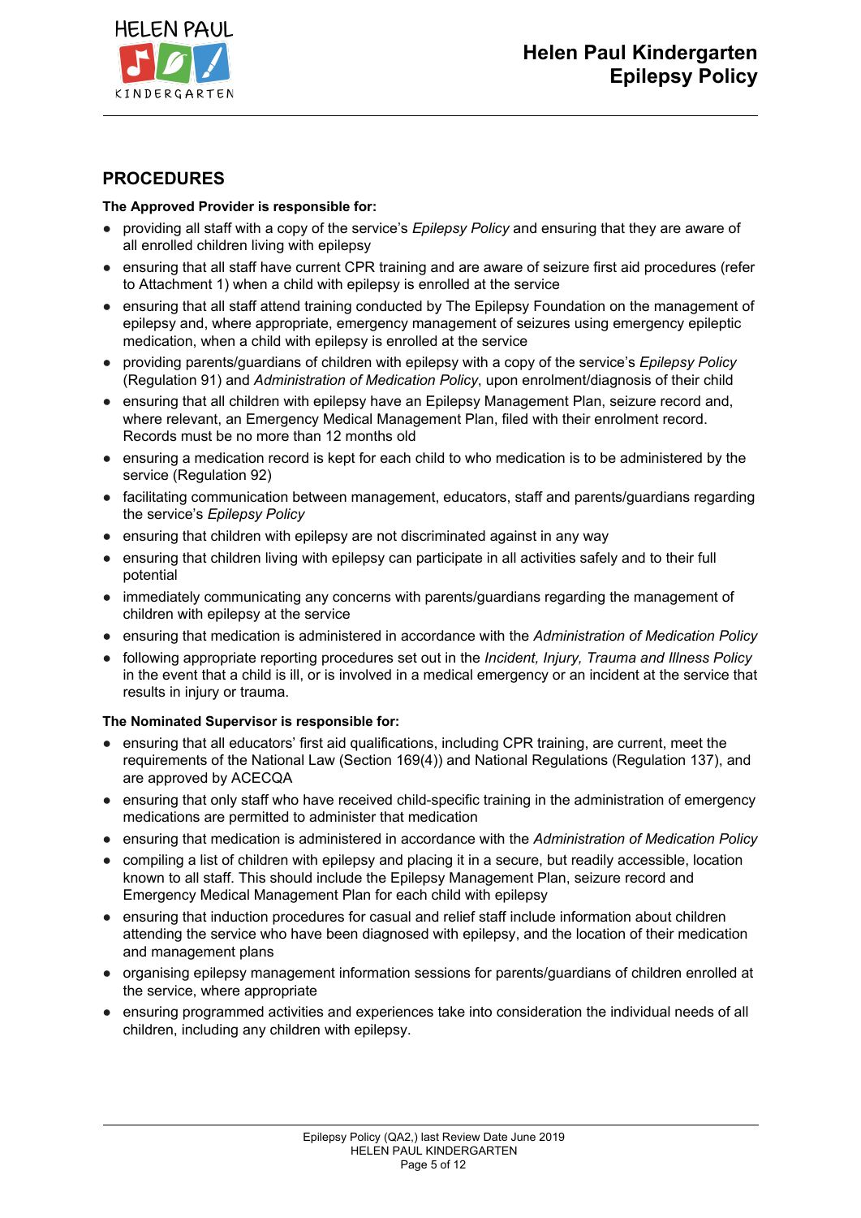## PROCEDURES

**The Approved Provider is responsible for:**

- providing all staff with a copy of the service's *Epilepsy Policy* and ensuring that they are aware of all enrolled children living with epilepsy
- ensuring that all staff have current CPR training and are aware of seizure first aid procedures (refer to Attachment 1) when a child with epilepsy is enrolled at the service
- ensuring that all staff attend training conducted by The Epilepsy Foundation on the management of epilepsy and, where appropriate, emergency management of seizures using emergency epileptic medication, when a child with epilepsy is enrolled at the service
- providing parents/guardians of children with epilepsy with a copy of the service's *Epilepsy Policy* (Regulation 91) and *Administration of Medication Policy*, upon enrolment/diagnosis of their child
- ensuring that all children with epilepsy have an Epilepsy Management Plan, seizure record and, where relevant, an Emergency Medical Management Plan, filed with their enrolment record. Records must be no more than 12 months old
- ensuring a medication record is kept for each child to who medication is to be administered by the service (Regulation 92)
- facilitating communication between management, educators, staff and parents/guardians regarding the service's *Epilepsy Policy*
- ensuring that children with epilepsy are not discriminated against in any way
- ensuring that children living with epilepsy can participate in all activities safely and to their full potential
- immediately communicating any concerns with parents/guardians regarding the management of children with epilepsy at the service
- ensuring that medication is administered in accordance with the *Administration of Medication Policy*
- following appropriate reporting procedures set out in the *Incident, Injury, Trauma and Illness Policy* in the event that a child is ill, or is involved in a medical emergency or an incident at the service that results in injury or trauma.

**The Nominated Supervisor is responsible for:**

- ensuring that all educators' first aid qualifications, including CPR training, are current, meet the requirements of the National Law (Section 169(4)) and National Regulations (Regulation 137), and are approved by ACECQA
- ensuring that only staff who have received child-specific training in the administration of emergency medications are permitted to administer that medication
- ensuring that medication is administered in accordance with the *Administration of Medication Policy*
- compiling a list of children with epilepsy and placing it in a secure, but readily accessible, location known to all staff. This should include the Epilepsy Management Plan, seizure record and Emergency Medical Management Plan for each child with epilepsy
- ensuring that induction procedures for casual and relief staff include information about children attending the service who have been diagnosed with epilepsy, and the location of their medication and management plans
- organising epilepsy management information sessions for parents/guardians of children enrolled at the service, where appropriate
- ensuring programmed activities and experiences take into consideration the individual needs of all children, including any children with epilepsy.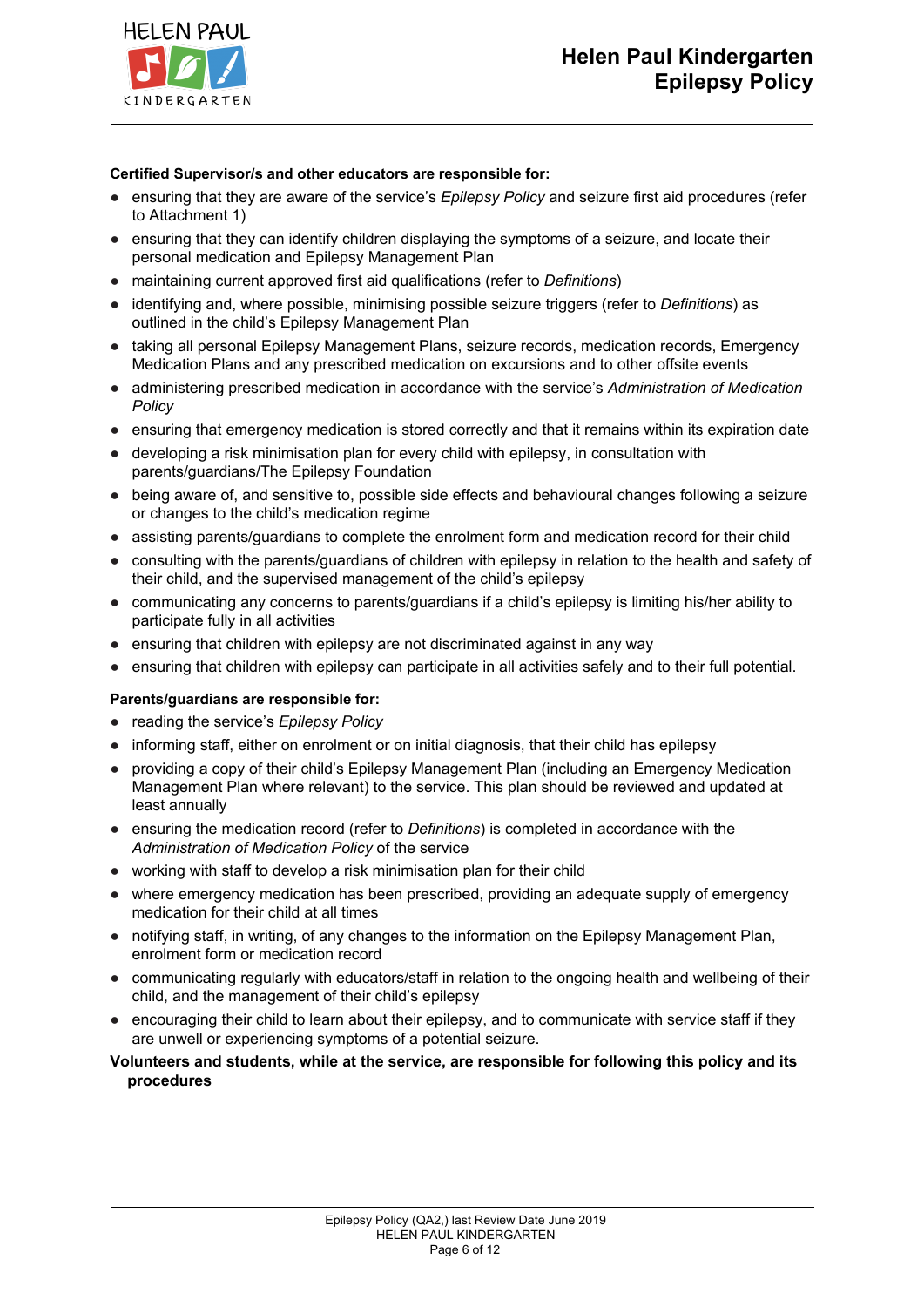**Certified Supervisor/s and other educators are responsible for:**

- ensuring that they are aware of the service's *Epilepsy Policy* and seizure first aid procedures (refer to Attachment 1)
- ensuring that they can identify children displaying the symptoms of a seizure, and locate their personal medication and Epilepsy Management Plan
- maintaining current approved first aid qualifications (refer to *Definitions*)
- identifying and, where possible, minimising possible seizure triggers (refer to *Definitions*) as outlined in the child's Epilepsy Management Plan
- taking all personal Epilepsy Management Plans, seizure records, medication records, Emergency Medication Plans and any prescribed medication on excursions and to other offsite events
- administering prescribed medication in accordance with the service's *Administration of Medication Policy*
- ensuring that emergency medication is stored correctly and that it remains within its expiration date
- developing a risk minimisation plan for every child with epilepsy, in consultation with parents/guardians/The Epilepsy Foundation
- being aware of, and sensitive to, possible side effects and behavioural changes following a seizure or changes to the child's medication regime
- assisting parents/guardians to complete the enrolment form and medication record for their child
- consulting with the parents/guardians of children with epilepsy in relation to the health and safety of their child, and the supervised management of the child's epilepsy
- communicating any concerns to parents/guardians if a child's epilepsy is limiting his/her ability to participate fully in all activities
- ensuring that children with epilepsy are not discriminated against in any way
- ensuring that children with epilepsy can participate in all activities safely and to their full potential.

**Parents/guardians are responsible for:**

- reading the service's *Epilepsy Policy*
- informing staff, either on enrolment or on initial diagnosis, that their child has epilepsy
- providing a copy of their child's Epilepsy Management Plan (including an Emergency Medication Management Plan where relevant) to the service. This plan should be reviewed and updated at least annually
- ensuring the medication record (refer to *Definitions*) is completed in accordance with the *Administration of Medication Policy* of the service
- working with staff to develop a risk minimisation plan for their child
- where emergency medication has been prescribed, providing an adequate supply of emergency medication for their child at all times
- notifying staff, in writing, of any changes to the information on the Epilepsy Management Plan, enrolment form or medication record
- communicating regularly with educators/staff in relation to the ongoing health and wellbeing of their child, and the management of their child's epilepsy
- encouraging their child to learn about their epilepsy, and to communicate with service staff if they are unwell or experiencing symptoms of a potential seizure.

**Volunteers and students, while at the service, are responsible for following this policy and its procedures**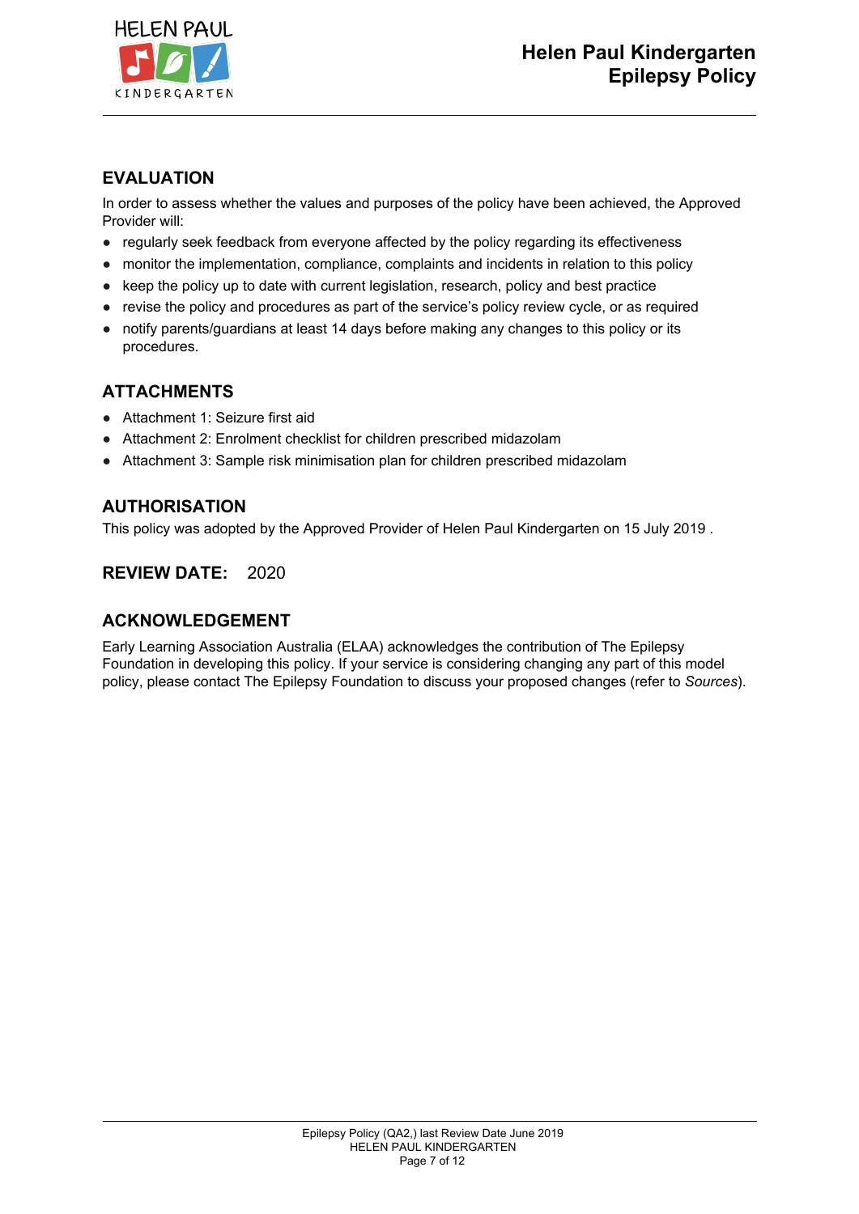## EVALUATION

In order to assess whether the values and purposes of the policy have been achieved, the Approved Provider will:

- regularly seek feedback from everyone affected by the policy regarding its effectiveness
- monitor the implementation, compliance, complaints and incidents in relation to this policy
- keep the policy up to date with current legislation, research, policy and best practice
- revise the policy and procedures as part of the service's policy review cycle, or as required
- notify parents/guardians at least 14 days before making any changes to this policy or its procedures.

## ATTACHMENTS

- Attachment 1: Seizure first aid
- Attachment 2: Enrolment checklist for children prescribed midazolam
- Attachment 3: Sample risk minimisation plan for children prescribed midazolam

## AUTHORISATION

This policy was adopted by the Approved Provider of Helen Paul Kindergarten on 15 July 2019 .

## REVIEW DATE: 2020

## ACKNOWLEDGEMENT

Early Learning Association Australia (ELAA) acknowledges the contribution of The Epilepsy Foundation in developing this policy. If your service is considering changing any part of this model policy, please contact The Epilepsy Foundation to discuss your proposed changes (refer to *Sources*).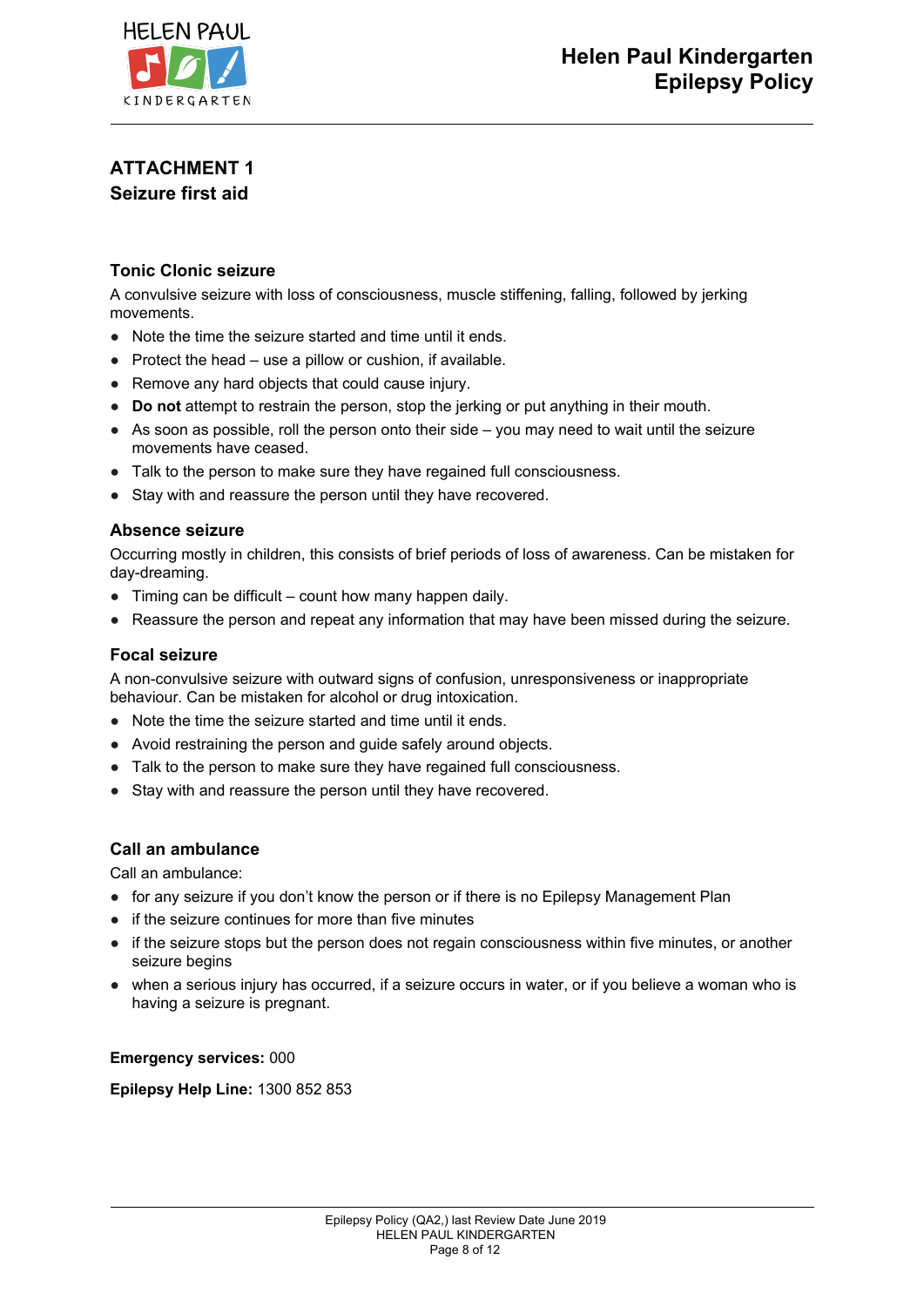# ATTACHMENT 1
## Seizure first aid

### Tonic Clonic seizure

A convulsive seizure with loss of consciousness, muscle stiffening, falling, followed by jerking movements.

- Note the time the seizure started and time until it ends.
- Protect the head – use a pillow or cushion, if available.
- Remove any hard objects that could cause injury.
- **Do not** attempt to restrain the person, stop the jerking or put anything in their mouth.
- As soon as possible, roll the person onto their side – you may need to wait until the seizure movements have ceased.
- Talk to the person to make sure they have regained full consciousness.
- Stay with and reassure the person until they have recovered.

### Absence seizure

Occurring mostly in children, this consists of brief periods of loss of awareness. Can be mistaken for day-dreaming.

- Timing can be difficult – count how many happen daily.
- Reassure the person and repeat any information that may have been missed during the seizure.

### Focal seizure

A non-convulsive seizure with outward signs of confusion, unresponsiveness or inappropriate behaviour. Can be mistaken for alcohol or drug intoxication.

- Note the time the seizure started and time until it ends.
- Avoid restraining the person and guide safely around objects.
- Talk to the person to make sure they have regained full consciousness.
- Stay with and reassure the person until they have recovered.

### Call an ambulance

Call an ambulance:

- for any seizure if you don't know the person or if there is no Epilepsy Management Plan
- if the seizure continues for more than five minutes
- if the seizure stops but the person does not regain consciousness within five minutes, or another seizure begins
- when a serious injury has occurred, if a seizure occurs in water, or if you believe a woman who is having a seizure is pregnant.

**Emergency services:** 000

**Epilepsy Help Line:** 1300 852 853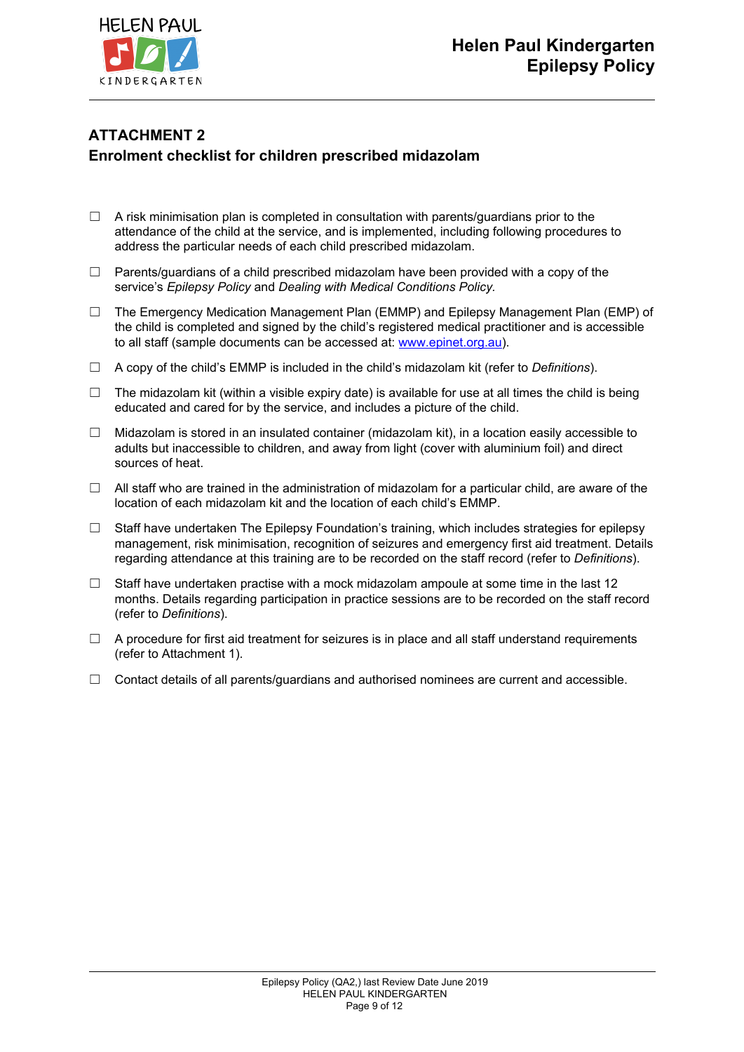## ATTACHMENT 2
## Enrolment checklist for children prescribed midazolam

☐ A risk minimisation plan is completed in consultation with parents/guardians prior to the attendance of the child at the service, and is implemented, including following procedures to address the particular needs of each child prescribed midazolam.

☐ Parents/guardians of a child prescribed midazolam have been provided with a copy of the service's *Epilepsy Policy* and *Dealing with Medical Conditions Policy*.

☐ The Emergency Medication Management Plan (EMMP) and Epilepsy Management Plan (EMP) of the child is completed and signed by the child's registered medical practitioner and is accessible to all staff (sample documents can be accessed at: www.epinet.org.au).

☐ A copy of the child's EMMP is included in the child's midazolam kit (refer to *Definitions*).

☐ The midazolam kit (within a visible expiry date) is available for use at all times the child is being educated and cared for by the service, and includes a picture of the child.

☐ Midazolam is stored in an insulated container (midazolam kit), in a location easily accessible to adults but inaccessible to children, and away from light (cover with aluminium foil) and direct sources of heat.

☐ All staff who are trained in the administration of midazolam for a particular child, are aware of the location of each midazolam kit and the location of each child's EMMP.

☐ Staff have undertaken The Epilepsy Foundation's training, which includes strategies for epilepsy management, risk minimisation, recognition of seizures and emergency first aid treatment. Details regarding attendance at this training are to be recorded on the staff record (refer to *Definitions*).

☐ Staff have undertaken practise with a mock midazolam ampoule at some time in the last 12 months. Details regarding participation in practice sessions are to be recorded on the staff record (refer to *Definitions*).

☐ A procedure for first aid treatment for seizures is in place and all staff understand requirements (refer to Attachment 1).

☐ Contact details of all parents/guardians and authorised nominees are current and accessible.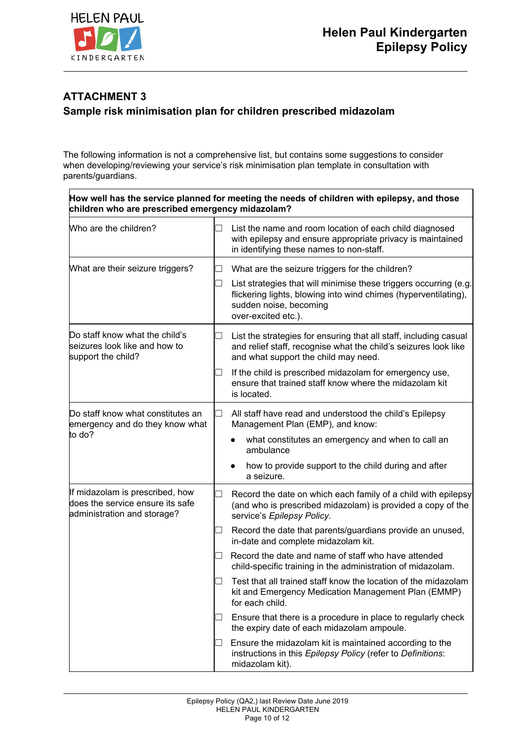## ATTACHMENT 3

## Sample risk minimisation plan for children prescribed midazolam

The following information is not a comprehensive list, but contains some suggestions to consider when developing/reviewing your service's risk minimisation plan template in consultation with parents/guardians.

| **How well has the service planned for meeting the needs of children with epilepsy, and those children who are prescribed emergency midazolam?** | |
|---|---|
| Who are the children? | ☐ List the name and room location of each child diagnosed with epilepsy and ensure appropriate privacy is maintained in identifying these names to non-staff. |
| What are their seizure triggers? | ☐ What are the seizure triggers for the children?<br>☐ List strategies that will minimise these triggers occurring (e.g. flickering lights, blowing into wind chimes (hyperventilating), sudden noise, becoming over-excited etc.). |
| Do staff know what the child's seizures look like and how to support the child? | ☐ List the strategies for ensuring that all staff, including casual and relief staff, recognise what the child's seizures look like and what support the child may need.<br>☐ If the child is prescribed midazolam for emergency use, ensure that trained staff know where the midazolam kit is located. |
| Do staff know what constitutes an emergency and do they know what to do? | ☐ All staff have read and understood the child's Epilepsy Management Plan (EMP), and know:<br>• what constitutes an emergency and when to call an ambulance<br>• how to provide support to the child during and after a seizure. |
| If midazolam is prescribed, how does the service ensure its safe administration and storage? | ☐ Record the date on which each family of a child with epilepsy (and who is prescribed midazolam) is provided a copy of the service's *Epilepsy Policy*.<br>☐ Record the date that parents/guardians provide an unused, in-date and complete midazolam kit.<br>☐ Record the date and name of staff who have attended child-specific training in the administration of midazolam.<br>☐ Test that all trained staff know the location of the midazolam kit and Emergency Medication Management Plan (EMMP) for each child.<br>☐ Ensure that there is a procedure in place to regularly check the expiry date of each midazolam ampoule.<br>☐ Ensure the midazolam kit is maintained according to the instructions in this *Epilepsy Policy* (refer to *Definitions*: midazolam kit). |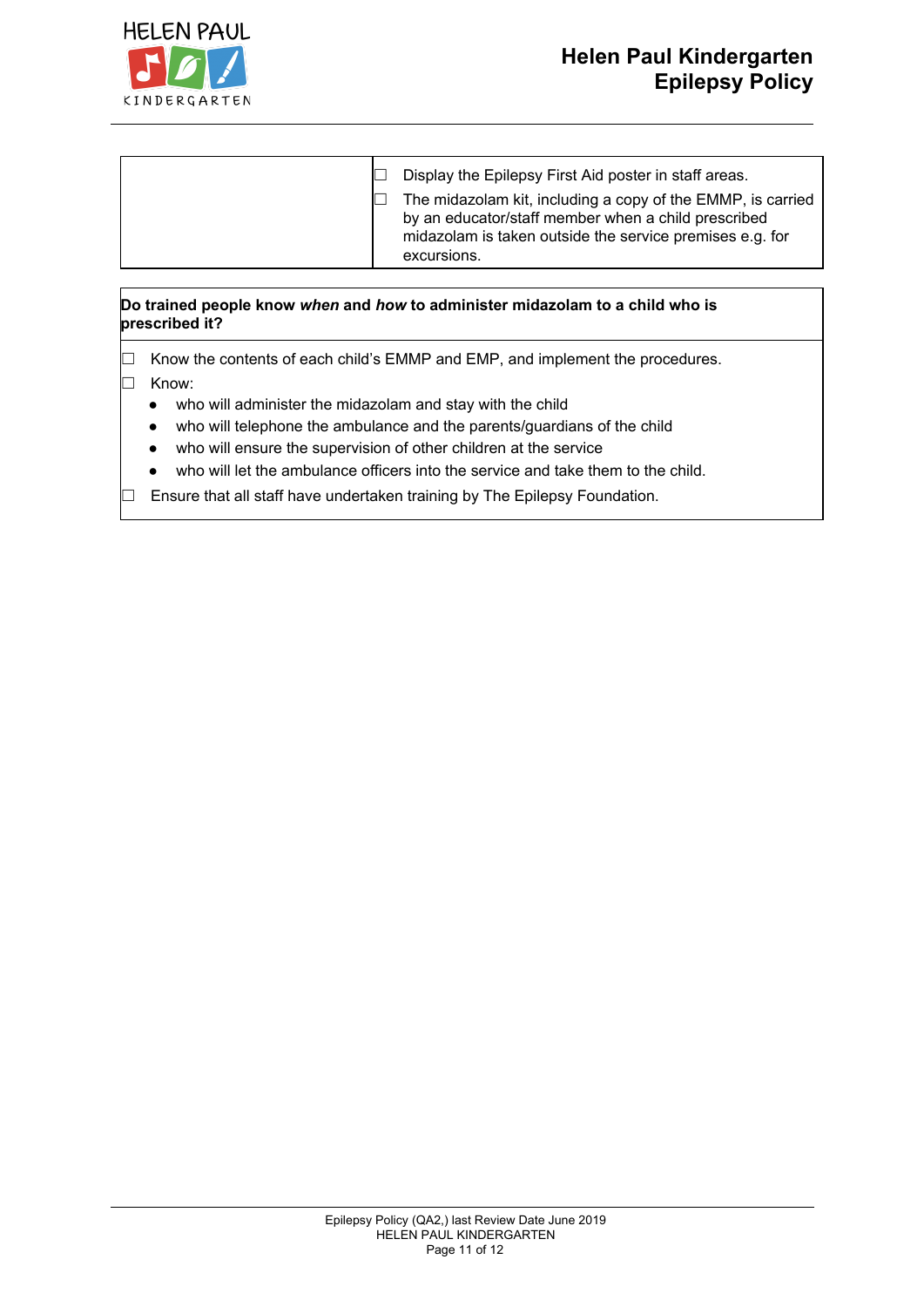| | |
|---|---|
| | ☐ Display the Epilepsy First Aid poster in staff areas.<br>☐ The midazolam kit, including a copy of the EMMP, is carried by an educator/staff member when a child prescribed midazolam is taken outside the service premises e.g. for excursions. |

**Do trained people know *when* and *how* to administer midazolam to a child who is prescribed it?**

☐ Know the contents of each child's EMMP and EMP, and implement the procedures.

☐ Know:

- who will administer the midazolam and stay with the child
- who will telephone the ambulance and the parents/guardians of the child
- who will ensure the supervision of other children at the service
- who will let the ambulance officers into the service and take them to the child.

☐ Ensure that all staff have undertaken training by The Epilepsy Foundation.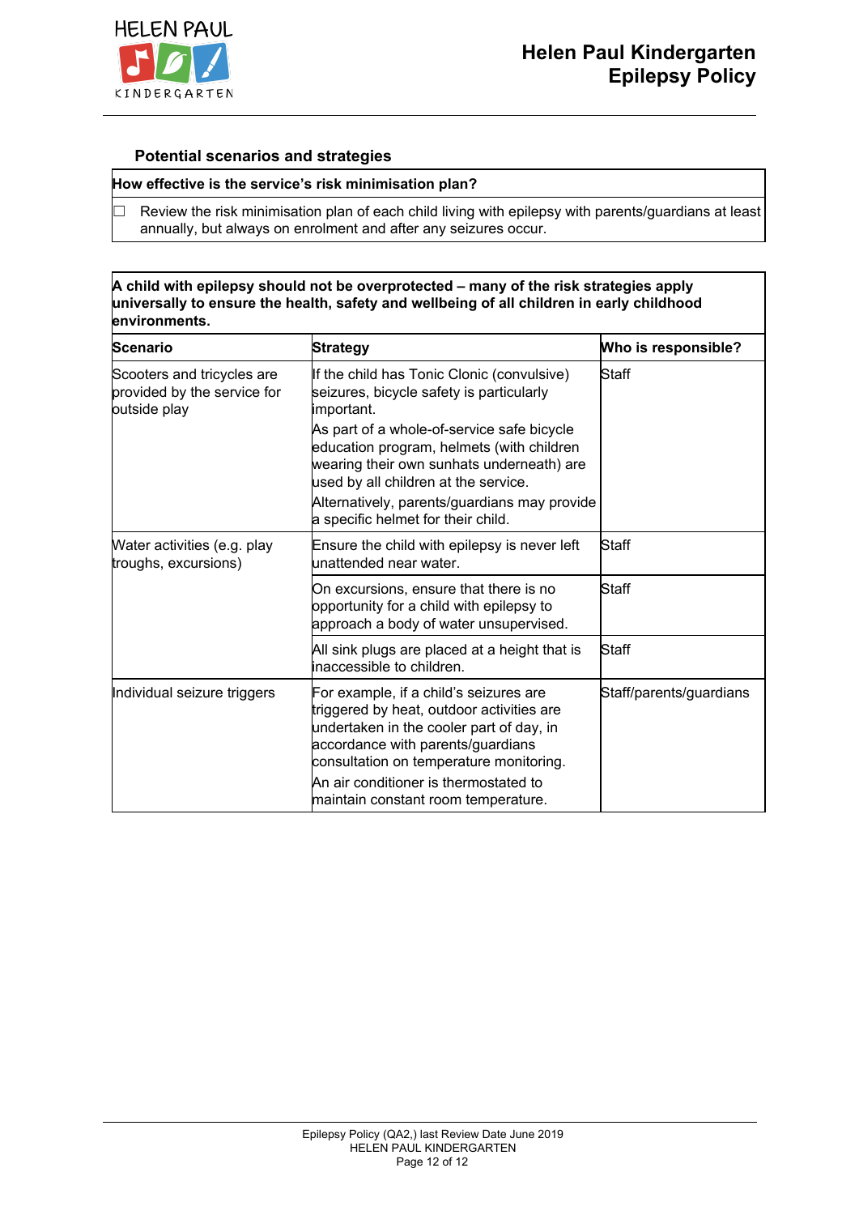### Potential scenarios and strategies

| How effective is the service's risk minimisation plan? |
|---|
| ☐ Review the risk minimisation plan of each child living with epilepsy with parents/guardians at least annually, but always on enrolment and after any seizures occur. |

**A child with epilepsy should not be overprotected – many of the risk strategies apply universally to ensure the health, safety and wellbeing of all children in early childhood environments.**

| Scenario | Strategy | Who is responsible? |
|---|---|---|
| Scooters and tricycles are provided by the service for outside play | If the child has Tonic Clonic (convulsive) seizures, bicycle safety is particularly important.<br>As part of a whole-of-service safe bicycle education program, helmets (with children wearing their own sunhats underneath) are used by all children at the service.<br>Alternatively, parents/guardians may provide a specific helmet for their child. | Staff |
| Water activities (e.g. play troughs, excursions) | Ensure the child with epilepsy is never left unattended near water. | Staff |
| | On excursions, ensure that there is no opportunity for a child with epilepsy to approach a body of water unsupervised. | Staff |
| | All sink plugs are placed at a height that is inaccessible to children. | Staff |
| Individual seizure triggers | For example, if a child's seizures are triggered by heat, outdoor activities are undertaken in the cooler part of day, in accordance with parents/guardians consultation on temperature monitoring.<br>An air conditioner is thermostated to maintain constant room temperature. | Staff/parents/guardians |